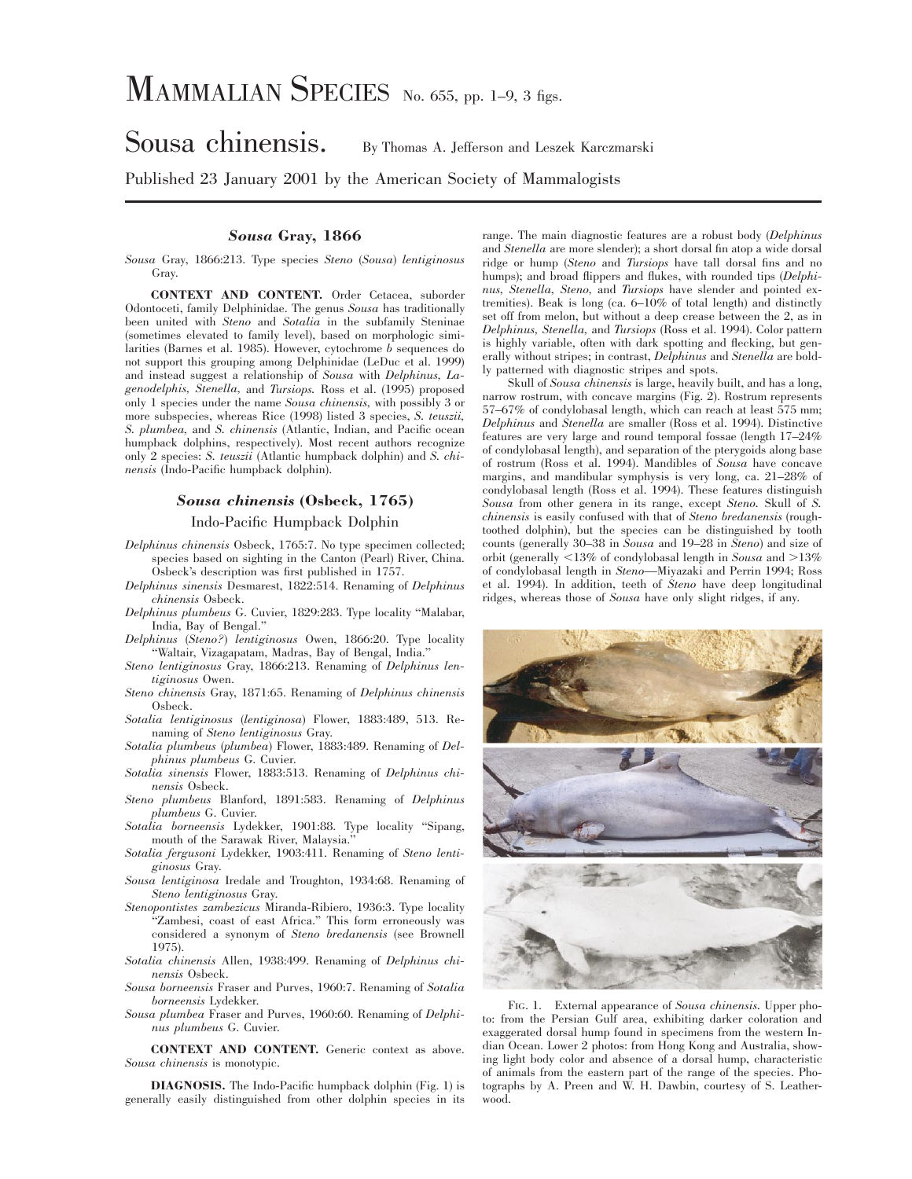# MAMMALIAN SPECIES No. 655, pp. 1–9, 3 figs.

# Sousa chinensis.

By Thomas A. Jefferson and Leszek Karczmarski

Published 23 January 2001 by the American Society of Mammalogists

## *Sousa* Gray, 1866

*Sousa* Gray, 1866:213. Type species *Steno* (*Sousa*) *lentiginosus* Gray.

**CONTEXT AND CONTENT.** Order Cetacea, suborder Odontoceti, family Delphinidae. The genus *Sousa* has traditionally been united with *Steno* and *Sotalia* in the subfamily Steninae (sometimes elevated to family level), based on morphologic similarities (Barnes et al. 1985). However, cytochrome *b* sequences do not support this grouping among Delphinidae (LeDuc et al. 1999) and instead suggest a relationship of *Sousa* with *Delphinus, Lagenodelphis, Stenella,* and *Tursiops.* Ross et al. (1995) proposed only 1 species under the name *Sousa chinensis,* with possibly 3 or more subspecies, whereas Rice (1998) listed 3 species, *S. teuszii, S. plumbea,* and *S. chinensis* (Atlantic, Indian, and Pacific ocean humpback dolphins, respectively). Most recent authors recognize only 2 species: *S. teuszii* (Atlantic humpback dolphin) and *S. chinensis* (Indo-Pacific humpback dolphin).

## *Sousa chinensis* (Osbeck, 1765)

### Indo-Pacific Humpback Dolphin

*Delphinus chinensis* Osbeck, 1765:7. No type specimen collected; species based on sighting in the Canton (Pearl) River, China. Osbeck's description was first published in 1757.

*Delphinus sinensis* Desmarest, 1822:514. Renaming of *Delphinus chinensis* Osbeck.

*Delphinus plumbeus* G. Cuvier, 1829:283. Type locality "Malabar, India, Bay of Bengal."

*Delphinus* (*Steno?*) *lentiginosus* Owen, 1866:20. Type locality "Waltair, Vizagapatam, Madras, Bay of Bengal, India."

*Steno lentiginosus* Gray, 1866:213. Renaming of *Delphinus lentiginosus* Owen.

*Steno chinensis* Gray, 1871:65. Renaming of *Delphinus chinensis* Osbeck.

*Sotalia lentiginosus* (*lentiginosa*) Flower, 1883:489, 513. Renaming of *Steno lentiginosus* Gray.

*Sotalia plumbeus* (*plumbea*) Flower, 1883:489. Renaming of *Delphinus plumbeus* G. Cuvier.

*Sotalia sinensis* Flower, 1883:513. Renaming of *Delphinus chinensis* Osbeck.

*Steno plumbeus* Blanford, 1891:583. Renaming of *Delphinus plumbeus* G. Cuvier.

*Sotalia borneensis* Lydekker, 1901:88. Type locality "Sipang, mouth of the Sarawak River, Malaysia."

*Sotalia fergusoni* Lydekker, 1903:411. Renaming of *Steno lentiginosus* Gray.

*Sousa lentiginosa* Iredale and Troughton, 1934:68. Renaming of *Steno lentiginosus* Gray.

*Stenopontistes zambezicus* Miranda-Ribiero, 1936:3. Type locality "Zambesi, coast of east Africa." This form erroneously was considered a synonym of *Steno bredanensis* (see Brownell 1975).

*Sotalia chinensis* Allen, 1938:499. Renaming of *Delphinus chinensis* Osbeck.

*Sousa borneensis* Fraser and Purves, 1960:7. Renaming of *Sotalia borneensis* Lydekker.

*Sousa plumbea* Fraser and Purves, 1960:60. Renaming of *Delphinus plumbeus* G. Cuvier.

**CONTEXT AND CONTENT.** Generic context as above. *Sousa chinensis* is monotypic.

**DIAGNOSIS.** The Indo-Pacific humpback dolphin (Fig. 1) is generally easily distinguished from other dolphin species in its range. The main diagnostic features are a robust body (*Delphinus* and *Stenella* are more slender); a short dorsal fin atop a wide dorsal ridge or hump (*Steno* and *Tursiops* have tall dorsal fins and no humps); and broad flippers and flukes, with rounded tips (*Delphinus, Stenella, Steno,* and *Tursiops* have slender and pointed extremities). Beak is long (ca. 6–10% of total length) and distinctly set off from melon, but without a deep crease between the 2, as in *Delphinus, Stenella,* and *Tursiops* (Ross et al. 1994). Color pattern is highly variable, often with dark spotting and flecking, but generally without stripes; in contrast, *Delphinus* and *Stenella* are boldly patterned with diagnostic stripes and spots.

Skull of *Sousa chinensis* is large, heavily built, and has a long, narrow rostrum, with concave margins (Fig. 2). Rostrum represents 57–67% of condylobasal length, which can reach at least 575 mm; *Delphinus* and *Stenella* are smaller (Ross et al. 1994). Distinctive features are very large and round temporal fossae (length 17–24% of condylobasal length), and separation of the pterygoids along base of rostrum (Ross et al. 1994). Mandibles of *Sousa* have concave margins, and mandibular symphysis is very long, ca. 21–28% of condylobasal length (Ross et al. 1994). These features distinguish *Sousa* from other genera in its range, except *Steno.* Skull of *S. chinensis* is easily confused with that of *Steno bredanensis* (rough-toothed dolphin), but the species can be distinguished by tooth counts (generally 30–38 in *Sousa* and 19–28 in *Steno*) and size of orbit (generally <13% of condylobasal length in *Sousa* and >13% of condylobasal length in *Steno*—Miyazaki and Perrin 1994; Ross et al. 1994). In addition, teeth of *Steno* have deep longitudinal ridges, whereas those of *Sousa* have only slight ridges, if any.

FIG. 1. External appearance of *Sousa chinensis.* Upper photo: from the Persian Gulf area, exhibiting darker coloration and exaggerated dorsal hump found in specimens from the western Indian Ocean. Lower 2 photos: from Hong Kong and Australia, showing light body color and absence of a dorsal hump, characteristic of animals from the eastern part of the range of the species. Photographs by A. Preen and W. H. Dawbin, courtesy of S. Leatherwood.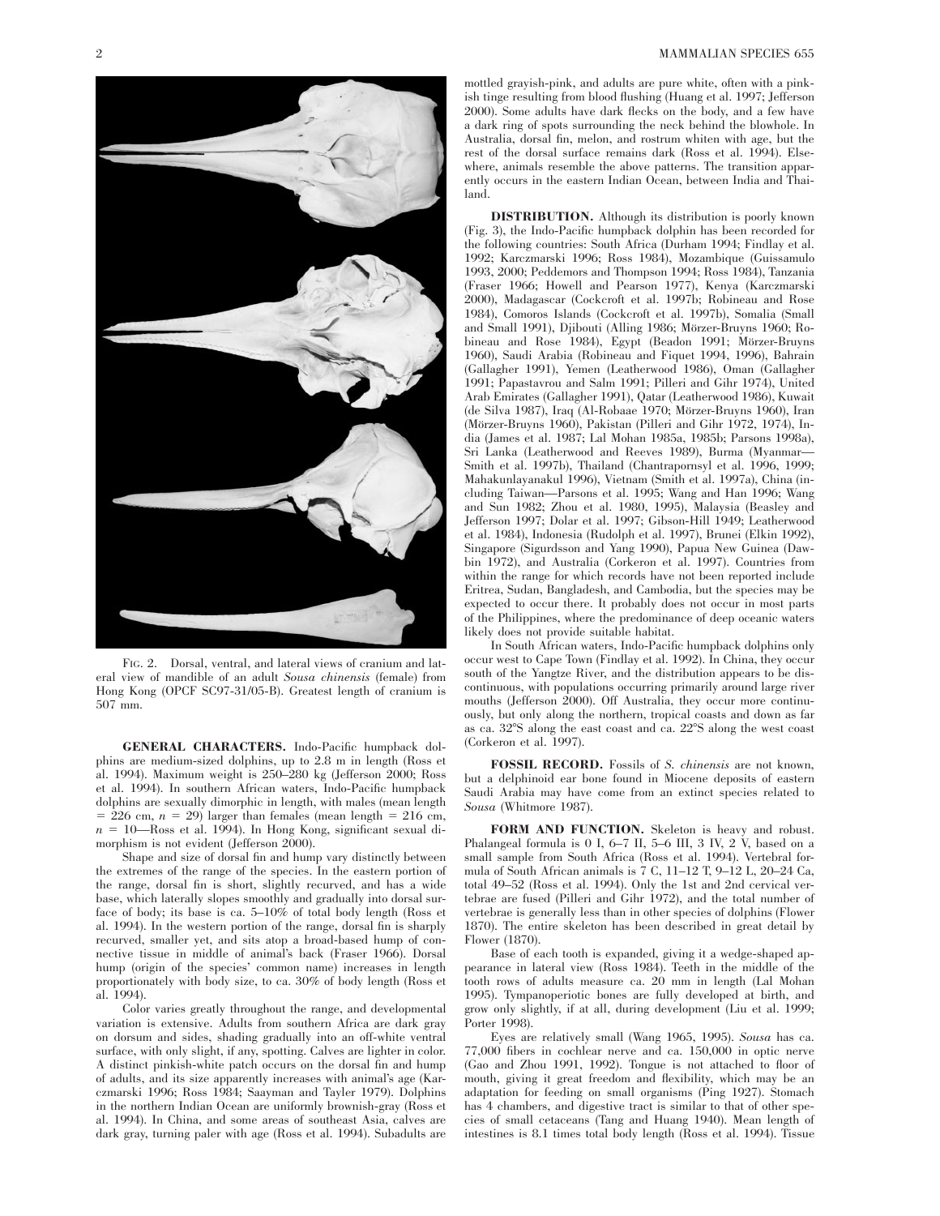FIG. 2. Dorsal, ventral, and lateral views of cranium and lateral view of mandible of an adult *Sousa chinensis* (female) from Hong Kong (OPCF SC97-31/05-B). Greatest length of cranium is 507 mm.

**GENERAL CHARACTERS.** Indo-Pacific humpback dolphins are medium-sized dolphins, up to 2.8 m in length (Ross et al. 1994). Maximum weight is 250–280 kg (Jefferson 2000; Ross et al. 1994). In southern African waters, Indo-Pacific humpback dolphins are sexually dimorphic in length, with males (mean length = 226 cm, $n = 29$) larger than females (mean length = 216 cm, $n = 10$—Ross et al. 1994). In Hong Kong, significant sexual dimorphism is not evident (Jefferson 2000).

Shape and size of dorsal fin and hump vary distinctly between the extremes of the range of the species. In the eastern portion of the range, dorsal fin is short, slightly recurved, and has a wide base, which laterally slopes smoothly and gradually into dorsal surface of body; its base is ca. 5–10% of total body length (Ross et al. 1994). In the western portion of the range, dorsal fin is sharply recurved, smaller yet, and sits atop a broad-based hump of connective tissue in middle of animal's back (Fraser 1966). Dorsal hump (origin of the species' common name) increases in length proportionately with body size, to ca. 30% of body length (Ross et al. 1994).

Color varies greatly throughout the range, and developmental variation is extensive. Adults from southern Africa are dark gray on dorsum and sides, shading gradually into an off-white ventral surface, with only slight, if any, spotting. Calves are lighter in color. A distinct pinkish-white patch occurs on the dorsal fin and hump of adults, and its size apparently increases with animal's age (Karczmarski 1996; Ross 1984; Saayman and Tayler 1979). Dolphins in the northern Indian Ocean are uniformly brownish-gray (Ross et al. 1994). In China, and some areas of southeast Asia, calves are dark gray, turning paler with age (Ross et al. 1994). Subadults are mottled grayish-pink, and adults are pure white, often with a pinkish tinge resulting from blood flushing (Huang et al. 1997; Jefferson 2000). Some adults have dark flecks on the body, and a few have a dark ring of spots surrounding the neck behind the blowhole. In Australia, dorsal fin, melon, and rostrum whiten with age, but the rest of the dorsal surface remains dark (Ross et al. 1994). Elsewhere, animals resemble the above patterns. The transition apparently occurs in the eastern Indian Ocean, between India and Thailand.

**DISTRIBUTION.** Although its distribution is poorly known (Fig. 3), the Indo-Pacific humpback dolphin has been recorded for the following countries: South Africa (Durham 1994; Findlay et al. 1992; Karczmarski 1996; Ross 1984), Mozambique (Guissamulo 1993, 2000; Peddemors and Thompson 1994; Ross 1984), Tanzania (Fraser 1966; Howell and Pearson 1977), Kenya (Karczmarski 2000), Madagascar (Cockcroft et al. 1997b; Robineau and Rose 1984), Comoros Islands (Cockcroft et al. 1997b), Somalia (Small and Small 1991), Djibouti (Alling 1986; Mörzer-Bruyns 1960; Robineau and Rose 1984), Egypt (Beadon 1991; Mörzer-Bruyns 1960), Saudi Arabia (Robineau and Fiquet 1994, 1996), Bahrain (Gallagher 1991), Yemen (Leatherwood 1986), Oman (Gallagher 1991; Papastavrou and Salm 1991; Pilleri and Gihr 1974), United Arab Emirates (Gallagher 1991), Qatar (Leatherwood 1986), Kuwait (de Silva 1987), Iraq (Al-Robaae 1970; Mörzer-Bruyns 1960), Iran (Mörzer-Bruyns 1960), Pakistan (Pilleri and Gihr 1972, 1974), India (James et al. 1987; Lal Mohan 1985a, 1985b; Parsons 1998a), Sri Lanka (Leatherwood and Reeves 1989), Burma (Myanmar—Smith et al. 1997b), Thailand (Chantrapornsyl et al. 1996, 1999; Mahakunlayanakul 1996), Vietnam (Smith et al. 1997a), China (including Taiwan—Parsons et al. 1995; Wang and Han 1996; Wang and Sun 1982; Zhou et al. 1980, 1995), Malaysia (Beasley and Jefferson 1997; Dolar et al. 1997; Gibson-Hill 1949; Leatherwood et al. 1984), Indonesia (Rudolph et al. 1997), Brunei (Elkin 1992), Singapore (Sigurdsson and Yang 1990), Papua New Guinea (Dawbin 1972), and Australia (Corkeron et al. 1997). Countries from within the range for which records have not been reported include Eritrea, Sudan, Bangladesh, and Cambodia, but the species may be expected to occur there. It probably does not occur in most parts of the Philippines, where the predominance of deep oceanic waters likely does not provide suitable habitat.

In South African waters, Indo-Pacific humpback dolphins only occur west to Cape Town (Findlay et al. 1992). In China, they occur south of the Yangtze River, and the distribution appears to be discontinuous, with populations occurring primarily around large river mouths (Jefferson 2000). Off Australia, they occur more continuously, but only along the northern, tropical coasts and down as far as ca. 32°S along the east coast and ca. 22°S along the west coast (Corkeron et al. 1997).

**FOSSIL RECORD.** Fossils of *S. chinensis* are not known, but a delphinoid ear bone found in Miocene deposits of eastern Saudi Arabia may have come from an extinct species related to *Sousa* (Whitmore 1987).

**FORM AND FUNCTION.** Skeleton is heavy and robust. Phalangeal formula is 0 I, 6–7 II, 5–6 III, 3 IV, 2 V, based on a small sample from South Africa (Ross et al. 1994). Vertebral formula of South African animals is 7 C, 11–12 T, 9–12 L, 20–24 Ca, total 49–52 (Ross et al. 1994). Only the 1st and 2nd cervical vertebrae are fused (Pilleri and Gihr 1972), and the total number of vertebrae is generally less than in other species of dolphins (Flower 1870). The entire skeleton has been described in great detail by Flower (1870).

Base of each tooth is expanded, giving it a wedge-shaped appearance in lateral view (Ross 1984). Teeth in the middle of the tooth rows of adults measure ca. 20 mm in length (Lal Mohan 1995). Tympanoperiotic bones are fully developed at birth, and grow only slightly, if at all, during development (Liu et al. 1999; Porter 1998).

Eyes are relatively small (Wang 1965, 1995). *Sousa* has ca. 77,000 fibers in cochlear nerve and ca. 150,000 in optic nerve (Gao and Zhou 1991, 1992). Tongue is not attached to floor of mouth, giving it great freedom and flexibility, which may be an adaptation for feeding on small organisms (Ping 1927). Stomach has 4 chambers, and digestive tract is similar to that of other species of small cetaceans (Tang and Huang 1940). Mean length of intestines is 8.1 times total body length (Ross et al. 1994). Tissue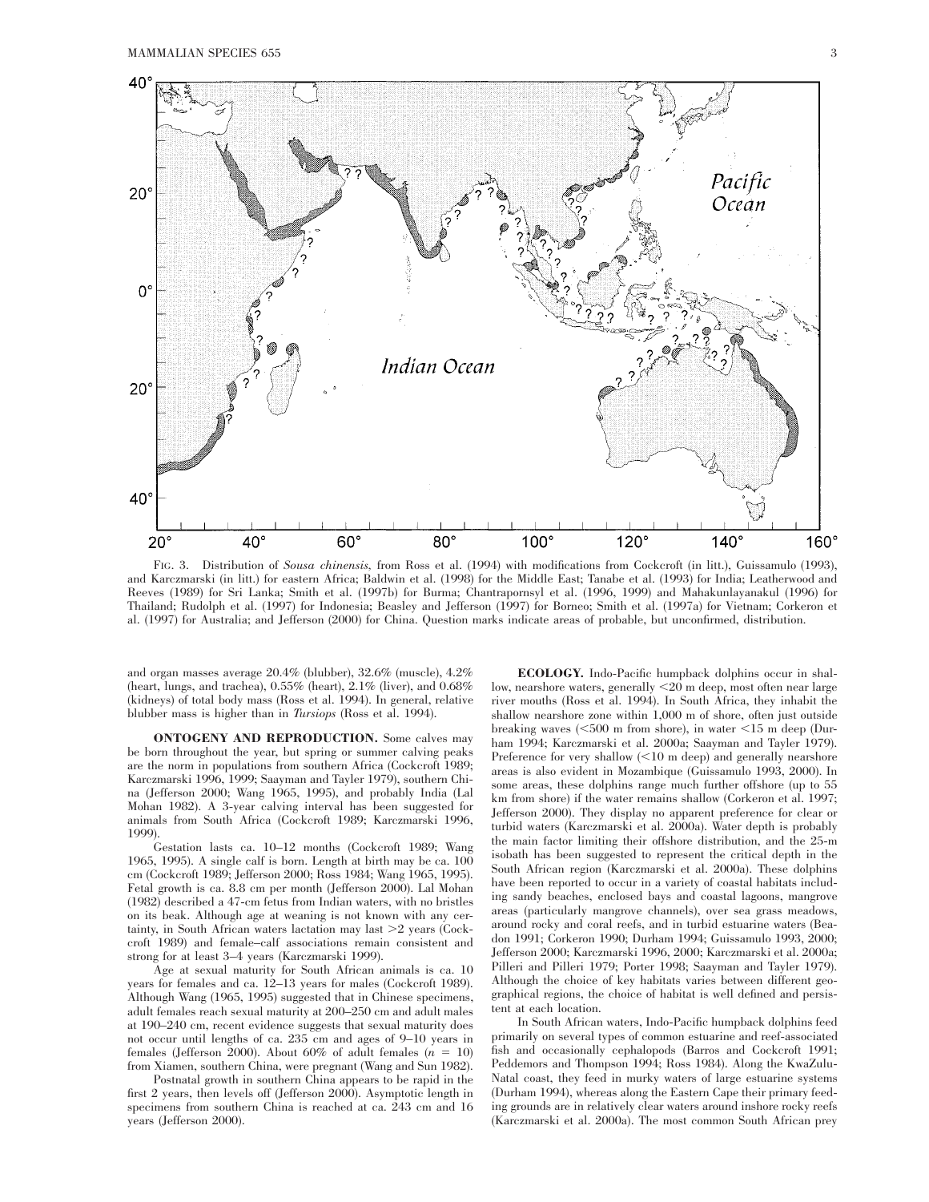FIG. 3. Distribution of *Sousa chinensis*, from Ross et al. (1994) with modifications from Cockcroft (in litt.), Guissamulo (1993), and Karczmarski (in litt.) for eastern Africa; Baldwin et al. (1998) for the Middle East; Tanabe et al. (1993) for India; Leatherwood and Reeves (1989) for Sri Lanka; Smith et al. (1997b) for Burma; Chantrapornsyl et al. (1996, 1999) and Mahakunlayanakul (1996) for Thailand; Rudolph et al. (1997) for Indonesia; Beasley and Jefferson (1997) for Borneo; Smith et al. (1997a) for Vietnam; Corkeron et al. (1997) for Australia; and Jefferson (2000) for China. Question marks indicate areas of probable, but unconfirmed, distribution.

and organ masses average 20.4% (blubber), 32.6% (muscle), 4.2% (heart, lungs, and trachea), 0.55% (heart), 2.1% (liver), and 0.68% (kidneys) of total body mass (Ross et al. 1994). In general, relative blubber mass is higher than in *Tursiops* (Ross et al. 1994).

**ONTOGENY AND REPRODUCTION.** Some calves may be born throughout the year, but spring or summer calving peaks are the norm in populations from southern Africa (Cockcroft 1989; Karczmarski 1996, 1999; Saayman and Tayler 1979), southern China (Jefferson 2000; Wang 1965, 1995), and probably India (Lal Mohan 1982). A 3-year calving interval has been suggested for animals from South Africa (Cockcroft 1989; Karczmarski 1996, 1999).

Gestation lasts ca. 10–12 months (Cockcroft 1989; Wang 1965, 1995). A single calf is born. Length at birth may be ca. 100 cm (Cockcroft 1989; Jefferson 2000; Ross 1984; Wang 1965, 1995). Fetal growth is ca. 8.8 cm per month (Jefferson 2000). Lal Mohan (1982) described a 47-cm fetus from Indian waters, with no bristles on its beak. Although age at weaning is not known with any certainty, in South African waters lactation may last >2 years (Cockcroft 1989) and female–calf associations remain consistent and strong for at least 3–4 years (Karczmarski 1999).

Age at sexual maturity for South African animals is ca. 10 years for females and ca. 12–13 years for males (Cockcroft 1989). Although Wang (1965, 1995) suggested that in Chinese specimens, adult females reach sexual maturity at 200–250 cm and adult males at 190–240 cm, recent evidence suggests that sexual maturity does not occur until lengths of ca. 235 cm and ages of 9–10 years in females (Jefferson 2000). About 60% of adult females ($n = 10$) from Xiamen, southern China, were pregnant (Wang and Sun 1982).

Postnatal growth in southern China appears to be rapid in the first 2 years, then levels off (Jefferson 2000). Asymptotic length in specimens from southern China is reached at ca. 243 cm and 16 years (Jefferson 2000).

**ECOLOGY.** Indo-Pacific humpback dolphins occur in shallow, nearshore waters, generally <20 m deep, most often near large river mouths (Ross et al. 1994). In South Africa, they inhabit the shallow nearshore zone within 1,000 m of shore, often just outside breaking waves (<500 m from shore), in water <15 m deep (Durham 1994; Karczmarski et al. 2000a; Saayman and Tayler 1979). Preference for very shallow (<10 m deep) and generally nearshore areas is also evident in Mozambique (Guissamulo 1993, 2000). In some areas, these dolphins range much further offshore (up to 55 km from shore) if the water remains shallow (Corkeron et al. 1997; Jefferson 2000). They display no apparent preference for clear or turbid waters (Karczmarski et al. 2000a). Water depth is probably the main factor limiting their offshore distribution, and the 25-m isobath has been suggested to represent the critical depth in the South African region (Karczmarski et al. 2000a). These dolphins have been reported to occur in a variety of coastal habitats including sandy beaches, enclosed bays and coastal lagoons, mangrove areas (particularly mangrove channels), over sea grass meadows, around rocky and coral reefs, and in turbid estuarine waters (Beadon 1991; Corkeron 1990; Durham 1994; Guissamulo 1993, 2000; Jefferson 2000; Karczmarski 1996, 2000; Karczmarski et al. 2000a; Pilleri and Pilleri 1979; Porter 1998; Saayman and Tayler 1979). Although the choice of key habitats varies between different geographical regions, the choice of habitat is well defined and persistent at each location.

In South African waters, Indo-Pacific humpback dolphins feed primarily on several types of common estuarine and reef-associated fish and occasionally cephalopods (Barros and Cockcroft 1991; Peddemors and Thompson 1994; Ross 1984). Along the KwaZulu-Natal coast, they feed in murky waters of large estuarine systems (Durham 1994), whereas along the Eastern Cape their primary feeding grounds are in relatively clear waters around inshore rocky reefs (Karczmarski et al. 2000a). The most common South African prey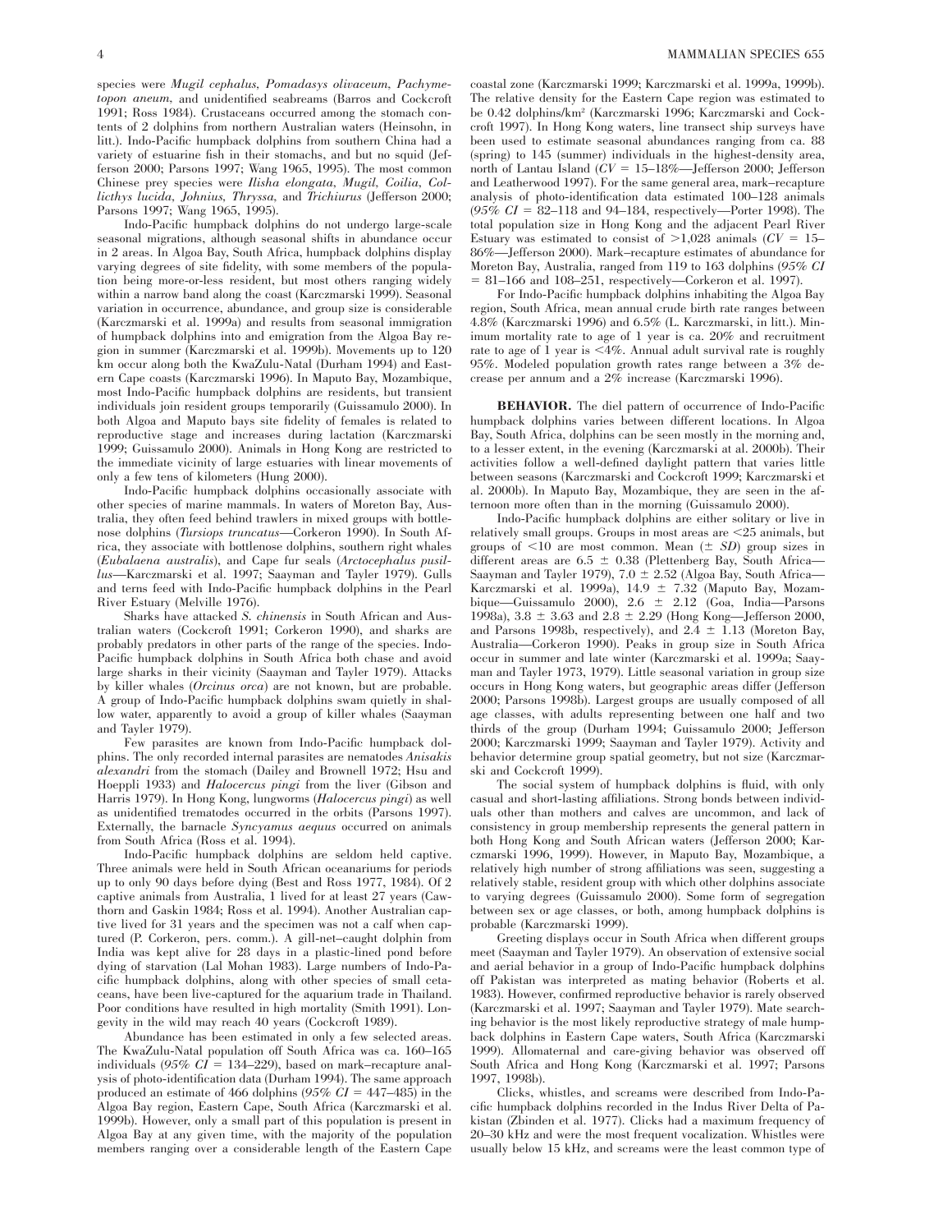species were *Mugil cephalus*, *Pomadasys olivaceum*, *Pachymetopon aneum*, and unidentified seabreams (Barros and Cockcroft 1991; Ross 1984). Crustaceans occurred among the stomach contents of 2 dolphins from northern Australian waters (Heinsohn, in litt.). Indo-Pacific humpback dolphins from southern China had a variety of estuarine fish in their stomachs, and but no squid (Jefferson 2000; Parsons 1997; Wang 1965, 1995). The most common Chinese prey species were *Ilisha elongata*, *Mugil*, *Coilia*, *Collicthys lucida*, *Johnius*, *Thryssa*, and *Trichiurus* (Jefferson 2000; Parsons 1997; Wang 1965, 1995).

Indo-Pacific humpback dolphins do not undergo large-scale seasonal migrations, although seasonal shifts in abundance occur in 2 areas. In Algoa Bay, South Africa, humpback dolphins display varying degrees of site fidelity, with some members of the population being more-or-less resident, but most others ranging widely within a narrow band along the coast (Karczmarski 1999). Seasonal variation in occurrence, abundance, and group size is considerable (Karczmarski et al. 1999a) and results from seasonal immigration of humpback dolphins into and emigration from the Algoa Bay region in summer (Karczmarski et al. 1999b). Movements up to 120 km occur along both the KwaZulu-Natal (Durham 1994) and Eastern Cape coasts (Karczmarski 1996). In Maputo Bay, Mozambique, most Indo-Pacific humpback dolphins are residents, but transient individuals join resident groups temporarily (Guissamulo 2000). In both Algoa and Maputo bays site fidelity of females is related to reproductive stage and increases during lactation (Karczmarski 1999; Guissamulo 2000). Animals in Hong Kong are restricted to the immediate vicinity of large estuaries with linear movements of only a few tens of kilometers (Hung 2000).

Indo-Pacific humpback dolphins occasionally associate with other species of marine mammals. In waters of Moreton Bay, Australia, they often feed behind trawlers in mixed groups with bottlenose dolphins (*Tursiops truncatus*—Corkeron 1990). In South Africa, they associate with bottlenose dolphins, southern right whales (*Eubalaena australis*), and Cape fur seals (*Arctocephalus pusillus*—Karczmarski et al. 1997; Saayman and Tayler 1979). Gulls and terns feed with Indo-Pacific humpback dolphins in the Pearl River Estuary (Melville 1976).

Sharks have attacked *S. chinensis* in South African and Australian waters (Cockcroft 1991; Corkeron 1990), and sharks are probably predators in other parts of the range of the species. Indo-Pacific humpback dolphins in South Africa both chase and avoid large sharks in their vicinity (Saayman and Tayler 1979). Attacks by killer whales (*Orcinus orca*) are not known, but are probable. A group of Indo-Pacific humpback dolphins swam quietly in shallow water, apparently to avoid a group of killer whales (Saayman and Tayler 1979).

Few parasites are known from Indo-Pacific humpback dolphins. The only recorded internal parasites are nematodes *Anisakis alexandri* from the stomach (Dailey and Brownell 1972; Hsu and Hoeppli 1933) and *Halocercus pingi* from the liver (Gibson and Harris 1979). In Hong Kong, lungworms (*Halocercus pingi*) as well as unidentified trematodes occurred in the orbits (Parsons 1997). Externally, the barnacle *Syncyamus aequus* occurred on animals from South Africa (Ross et al. 1994).

Indo-Pacific humpback dolphins are seldom held captive. Three animals were held in South African oceanariums for periods up to only 90 days before dying (Best and Ross 1977, 1984). Of 2 captive animals from Australia, 1 lived for at least 27 years (Cawthorn and Gaskin 1984; Ross et al. 1994). Another Australian captive lived for 31 years and the specimen was not a calf when captured (P. Corkeron, pers. comm.). A gill-net–caught dolphin from India was kept alive for 28 days in a plastic-lined pond before dying of starvation (Lal Mohan 1983). Large numbers of Indo-Pacific humpback dolphins, along with other species of small cetaceans, have been live-captured for the aquarium trade in Thailand. Poor conditions have resulted in high mortality (Smith 1991). Longevity in the wild may reach 40 years (Cockcroft 1989).

Abundance has been estimated in only a few selected areas. The KwaZulu-Natal population off South Africa was ca. 160–165 individuals (*95% CI* = 134–229), based on mark–recapture analysis of photo-identification data (Durham 1994). The same approach produced an estimate of 466 dolphins (*95% CI* = 447–485) in the Algoa Bay region, Eastern Cape, South Africa (Karczmarski et al. 1999b). However, only a small part of this population is present in Algoa Bay at any given time, with the majority of the population members ranging over a considerable length of the Eastern Cape coastal zone (Karczmarski 1999; Karczmarski et al. 1999a, 1999b). The relative density for the Eastern Cape region was estimated to be 0.42 dolphins/km$^2$ (Karczmarski 1996; Karczmarski and Cockcroft 1997). In Hong Kong waters, line transect ship surveys have been used to estimate seasonal abundances ranging from ca. 88 (spring) to 145 (summer) individuals in the highest-density area, north of Lantau Island (*CV* = 15–18%—Jefferson 2000; Jefferson and Leatherwood 1997). For the same general area, mark–recapture analysis of photo-identification data estimated 100–128 animals (*95% CI* = 82–118 and 94–184, respectively—Porter 1998). The total population size in Hong Kong and the adjacent Pearl River Estuary was estimated to consist of >1,028 animals (*CV* = 15–86%—Jefferson 2000). Mark–recapture estimates of abundance for Moreton Bay, Australia, ranged from 119 to 163 dolphins (*95% CI* = 81–166 and 108–251, respectively—Corkeron et al. 1997).

For Indo-Pacific humpback dolphins inhabiting the Algoa Bay region, South Africa, mean annual crude birth rate ranges between 4.8% (Karczmarski 1996) and 6.5% (L. Karczmarski, in litt.). Minimum mortality rate to age of 1 year is ca. 20% and recruitment rate to age of 1 year is <4%. Annual adult survival rate is roughly 95%. Modeled population growth rates range between a 3% decrease per annum and a 2% increase (Karczmarski 1996).

**BEHAVIOR.** The diel pattern of occurrence of Indo-Pacific humpback dolphins varies between different locations. In Algoa Bay, South Africa, dolphins can be seen mostly in the morning and, to a lesser extent, in the evening (Karczmarski at al. 2000b). Their activities follow a well-defined daylight pattern that varies little between seasons (Karczmarski and Cockcroft 1999; Karczmarski et al. 2000b). In Maputo Bay, Mozambique, they are seen in the afternoon more often than in the morning (Guissamulo 2000).

Indo-Pacific humpback dolphins are either solitary or live in relatively small groups. Groups in most areas are <25 animals, but groups of <10 are most common. Mean (± *SD*) group sizes in different areas are 6.5 ± 0.38 (Plettenberg Bay, South Africa—Saayman and Tayler 1979), 7.0 ± 2.52 (Algoa Bay, South Africa—Karczmarski et al. 1999a), 14.9 ± 7.32 (Maputo Bay, Mozambique—Guissamulo 2000), 2.6 ± 2.12 (Goa, India—Parsons 1998a), 3.8 ± 3.63 and 2.8 ± 2.29 (Hong Kong—Jefferson 2000, and Parsons 1998b, respectively), and 2.4 ± 1.13 (Moreton Bay, Australia—Corkeron 1990). Peaks in group size in South Africa occur in summer and late winter (Karczmarski et al. 1999a; Saayman and Tayler 1973, 1979). Little seasonal variation in group size occurs in Hong Kong waters, but geographic areas differ (Jefferson 2000; Parsons 1998b). Largest groups are usually composed of all age classes, with adults representing between one half and two thirds of the group (Durham 1994; Guissamulo 2000; Jefferson 2000; Karczmarski 1999; Saayman and Tayler 1979). Activity and behavior determine group spatial geometry, but not size (Karczmarski and Cockcroft 1999).

The social system of humpback dolphins is fluid, with only casual and short-lasting affiliations. Strong bonds between individuals other than mothers and calves are uncommon, and lack of consistency in group membership represents the general pattern in both Hong Kong and South African waters (Jefferson 2000; Karczmarski 1996, 1999). However, in Maputo Bay, Mozambique, a relatively high number of strong affiliations was seen, suggesting a relatively stable, resident group with which other dolphins associate to varying degrees (Guissamulo 2000). Some form of segregation between sex or age classes, or both, among humpback dolphins is probable (Karczmarski 1999).

Greeting displays occur in South Africa when different groups meet (Saayman and Tayler 1979). An observation of extensive social and aerial behavior in a group of Indo-Pacific humpback dolphins off Pakistan was interpreted as mating behavior (Roberts et al. 1983). However, confirmed reproductive behavior is rarely observed (Karczmarski et al. 1997; Saayman and Tayler 1979). Mate searching behavior is the most likely reproductive strategy of male humpback dolphins in Eastern Cape waters, South Africa (Karczmarski 1999). Allomaternal and care-giving behavior was observed off South Africa and Hong Kong (Karczmarski et al. 1997; Parsons 1997, 1998b).

Clicks, whistles, and screams were described from Indo-Pacific humpback dolphins recorded in the Indus River Delta of Pakistan (Zbinden et al. 1977). Clicks had a maximum frequency of 20–30 kHz and were the most frequent vocalization. Whistles were usually below 15 kHz, and screams were the least common type of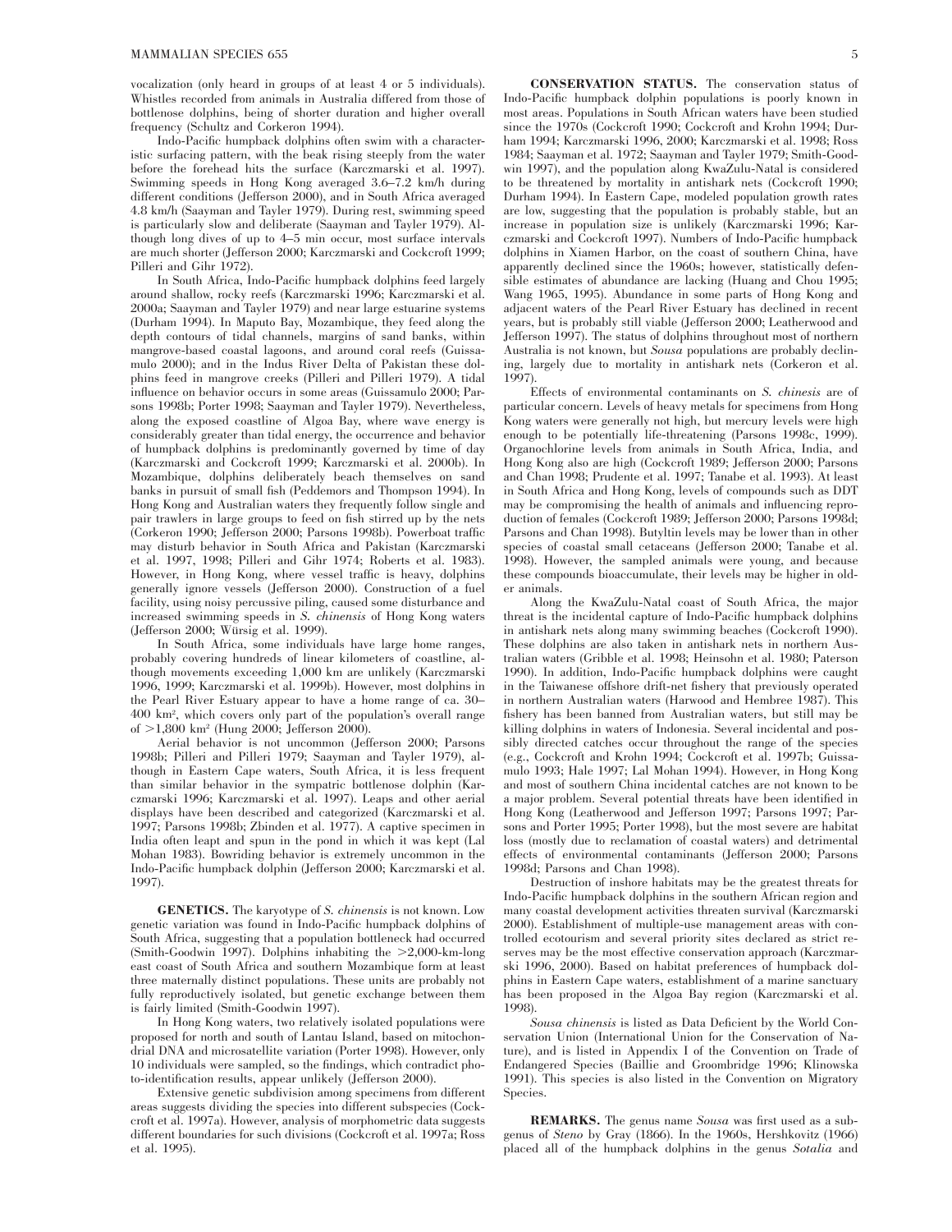vocalization (only heard in groups of at least 4 or 5 individuals). Whistles recorded from animals in Australia differed from those of bottlenose dolphins, being of shorter duration and higher overall frequency (Schultz and Corkeron 1994).

Indo-Pacific humpback dolphins often swim with a characteristic surfacing pattern, with the beak rising steeply from the water before the forehead hits the surface (Karczmarski et al. 1997). Swimming speeds in Hong Kong averaged 3.6–7.2 km/h during different conditions (Jefferson 2000), and in South Africa averaged 4.8 km/h (Saayman and Tayler 1979). During rest, swimming speed is particularly slow and deliberate (Saayman and Tayler 1979). Although long dives of up to 4–5 min occur, most surface intervals are much shorter (Jefferson 2000; Karczmarski and Cockcroft 1999; Pilleri and Gihr 1972).

In South Africa, Indo-Pacific humpback dolphins feed largely around shallow, rocky reefs (Karczmarski 1996; Karczmarski et al. 2000a; Saayman and Tayler 1979) and near large estuarine systems (Durham 1994). In Maputo Bay, Mozambique, they feed along the depth contours of tidal channels, margins of sand banks, within mangrove-based coastal lagoons, and around coral reefs (Guissamulo 2000); and in the Indus River Delta of Pakistan these dolphins feed in mangrove creeks (Pilleri and Pilleri 1979). A tidal influence on behavior occurs in some areas (Guissamulo 2000; Parsons 1998b; Porter 1998; Saayman and Tayler 1979). Nevertheless, along the exposed coastline of Algoa Bay, where wave energy is considerably greater than tidal energy, the occurrence and behavior of humpback dolphins is predominantly governed by time of day (Karczmarski and Cockcroft 1999; Karczmarski et al. 2000b). In Mozambique, dolphins deliberately beach themselves on sand banks in pursuit of small fish (Peddemors and Thompson 1994). In Hong Kong and Australian waters they frequently follow single and pair trawlers in large groups to feed on fish stirred up by the nets (Corkeron 1990; Jefferson 2000; Parsons 1998b). Powerboat traffic may disturb behavior in South Africa and Pakistan (Karczmarski et al. 1997, 1998; Pilleri and Gihr 1974; Roberts et al. 1983). However, in Hong Kong, where vessel traffic is heavy, dolphins generally ignore vessels (Jefferson 2000). Construction of a fuel facility, using noisy percussive piling, caused some disturbance and increased swimming speeds in *S. chinensis* of Hong Kong waters (Jefferson 2000; Würsig et al. 1999).

In South Africa, some individuals have large home ranges, probably covering hundreds of linear kilometers of coastline, although movements exceeding 1,000 km are unlikely (Karczmarski 1996, 1999; Karczmarski et al. 1999b). However, most dolphins in the Pearl River Estuary appear to have a home range of ca. 30–400 km², which covers only part of the population's overall range of >1,800 km² (Hung 2000; Jefferson 2000).

Aerial behavior is not uncommon (Jefferson 2000; Parsons 1998b; Pilleri and Pilleri 1979; Saayman and Tayler 1979), although in Eastern Cape waters, South Africa, it is less frequent than similar behavior in the sympatric bottlenose dolphin (Karczmarski 1996; Karczmarski et al. 1997). Leaps and other aerial displays have been described and categorized (Karczmarski et al. 1997; Parsons 1998b; Zbinden et al. 1977). A captive specimen in India often leapt and spun in the pond in which it was kept (Lal Mohan 1983). Bowriding behavior is extremely uncommon in the Indo-Pacific humpback dolphin (Jefferson 2000; Karczmarski et al. 1997).

**GENETICS.** The karyotype of *S. chinensis* is not known. Low genetic variation was found in Indo-Pacific humpback dolphins of South Africa, suggesting that a population bottleneck had occurred (Smith-Goodwin 1997). Dolphins inhabiting the >2,000-km-long east coast of South Africa and southern Mozambique form at least three maternally distinct populations. These units are probably not fully reproductively isolated, but genetic exchange between them is fairly limited (Smith-Goodwin 1997).

In Hong Kong waters, two relatively isolated populations were proposed for north and south of Lantau Island, based on mitochondrial DNA and microsatellite variation (Porter 1998). However, only 10 individuals were sampled, so the findings, which contradict photo-identification results, appear unlikely (Jefferson 2000).

Extensive genetic subdivision among specimens from different areas suggests dividing the species into different subspecies (Cockcroft et al. 1997a). However, analysis of morphometric data suggests different boundaries for such divisions (Cockcroft et al. 1997a; Ross et al. 1995).

**CONSERVATION STATUS.** The conservation status of Indo-Pacific humpback dolphin populations is poorly known in most areas. Populations in South African waters have been studied since the 1970s (Cockcroft 1990; Cockcroft and Krohn 1994; Durham 1994; Karczmarski 1996, 2000; Karczmarski et al. 1998; Ross 1984; Saayman et al. 1972; Saayman and Tayler 1979; Smith-Goodwin 1997), and the population along KwaZulu-Natal is considered to be threatened by mortality in antishark nets (Cockcroft 1990; Durham 1994). In Eastern Cape, modeled population growth rates are low, suggesting that the population is probably stable, but an increase in population size is unlikely (Karczmarski 1996; Karczmarski and Cockcroft 1997). Numbers of Indo-Pacific humpback dolphins in Xiamen Harbor, on the coast of southern China, have apparently declined since the 1960s; however, statistically defensible estimates of abundance are lacking (Huang and Chou 1995; Wang 1965, 1995). Abundance in some parts of Hong Kong and adjacent waters of the Pearl River Estuary has declined in recent years, but is probably still viable (Jefferson 2000; Leatherwood and Jefferson 1997). The status of dolphins throughout most of northern Australia is not known, but *Sousa* populations are probably declining, largely due to mortality in antishark nets (Corkeron et al. 1997).

Effects of environmental contaminants on *S. chinensis* are of particular concern. Levels of heavy metals for specimens from Hong Kong waters were generally not high, but mercury levels were high enough to be potentially life-threatening (Parsons 1998c, 1999). Organochlorine levels from animals in South Africa, India, and Hong Kong also are high (Cockcroft 1989; Jefferson 2000; Parsons and Chan 1998; Prudente et al. 1997; Tanabe et al. 1993). At least in South Africa and Hong Kong, levels of compounds such as DDT may be compromising the health of animals and influencing reproduction of females (Cockcroft 1989; Jefferson 2000; Parsons 1998d; Parsons and Chan 1998). Butyltin levels may be lower than in other species of coastal small cetaceans (Jefferson 2000; Tanabe et al. 1998). However, the sampled animals were young, and because these compounds bioaccumulate, their levels may be higher in older animals.

Along the KwaZulu-Natal coast of South Africa, the major threat is the incidental capture of Indo-Pacific humpback dolphins in antishark nets along many swimming beaches (Cockcroft 1990). These dolphins are also taken in antishark nets in northern Australian waters (Gribble et al. 1998; Heinsohn et al. 1980; Paterson 1990). In addition, Indo-Pacific humpback dolphins were caught in the Taiwanese offshore drift-net fishery that previously operated in northern Australian waters (Harwood and Hembree 1987). This fishery has been banned from Australian waters, but still may be killing dolphins in waters of Indonesia. Several incidental and possibly directed catches occur throughout the range of the species (e.g., Cockcroft and Krohn 1994; Cockcroft et al. 1997b; Guissamulo 1993; Hale 1997; Lal Mohan 1994). However, in Hong Kong and most of southern China incidental catches are not known to be a major problem. Several potential threats have been identified in Hong Kong (Leatherwood and Jefferson 1997; Parsons 1997; Parsons and Porter 1995; Porter 1998), but the most severe are habitat loss (mostly due to reclamation of coastal waters) and detrimental effects of environmental contaminants (Jefferson 2000; Parsons 1998d; Parsons and Chan 1998).

Destruction of inshore habitats may be the greatest threats for Indo-Pacific humpback dolphins in the southern African region and many coastal development activities threaten survival (Karczmarski 2000). Establishment of multiple-use management areas with controlled ecotourism and several priority sites declared as strict reserves may be the most effective conservation approach (Karczmarski 1996, 2000). Based on habitat preferences of humpback dolphins in Eastern Cape waters, establishment of a marine sanctuary has been proposed in the Algoa Bay region (Karczmarski et al. 1998).

*Sousa chinensis* is listed as Data Deficient by the World Conservation Union (International Union for the Conservation of Nature), and is listed in Appendix I of the Convention on Trade of Endangered Species (Baillie and Groombridge 1996; Klinowska 1991). This species is also listed in the Convention on Migratory Species.

**REMARKS.** The genus name *Sousa* was first used as a subgenus of *Steno* by Gray (1866). In the 1960s, Hershkovitz (1966) placed all of the humpback dolphins in the genus *Sotalia* and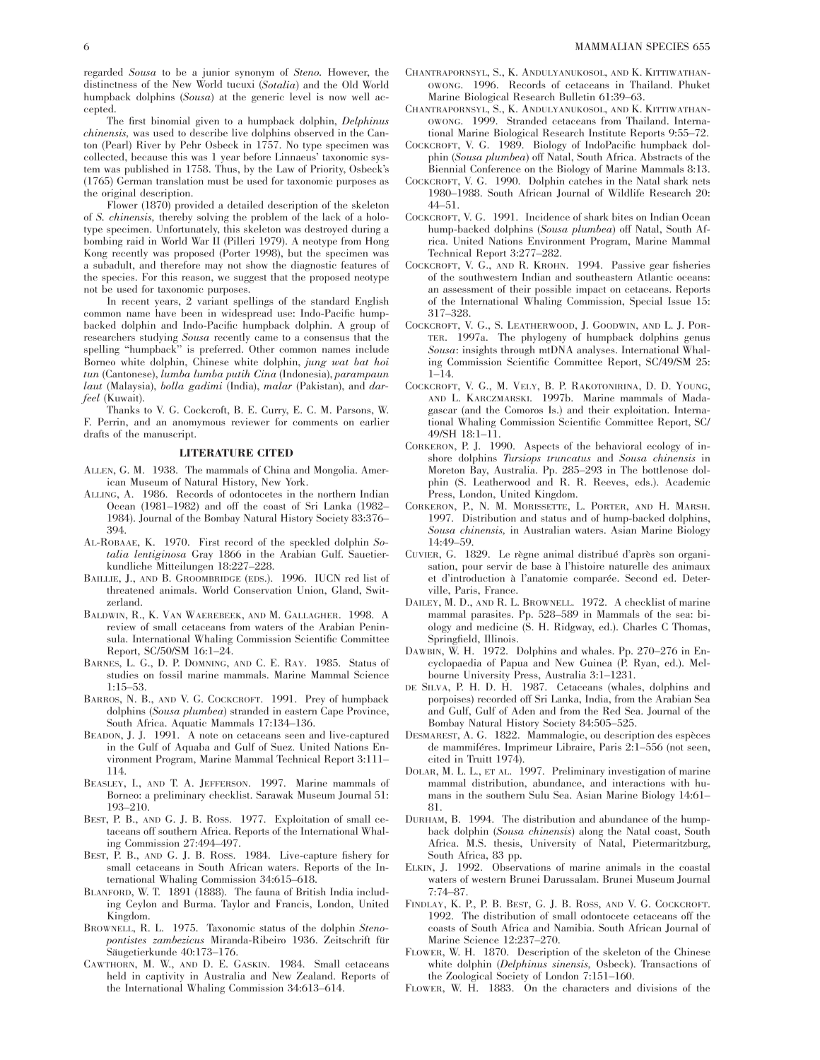regarded *Sousa* to be a junior synonym of *Steno*. However, the distinctness of the New World tucuxi (*Sotalia*) and the Old World humpback dolphins (*Sousa*) at the generic level is now well accepted.

The first binomial given to a humpback dolphin, *Delphinus chinensis*, was used to describe live dolphins observed in the Canton (Pearl) River by Pehr Osbeck in 1757. No type specimen was collected, because this was 1 year before Linnaeus' taxonomic system was published in 1758. Thus, by the Law of Priority, Osbeck's (1765) German translation must be used for taxonomic purposes as the original description.

Flower (1870) provided a detailed description of the skeleton of *S. chinensis*, thereby solving the problem of the lack of a holotype specimen. Unfortunately, this skeleton was destroyed during a bombing raid in World War II (Pilleri 1979). A neotype from Hong Kong recently was proposed (Porter 1998), but the specimen was a subadult, and therefore may not show the diagnostic features of the species. For this reason, we suggest that the proposed neotype not be used for taxonomic purposes.

In recent years, 2 variant spellings of the standard English common name have been in widespread use: Indo-Pacific hump-backed dolphin and Indo-Pacific humpback dolphin. A group of researchers studying *Sousa* recently came to a consensus that the spelling "humpback" is preferred. Other common names include Borneo white dolphin, Chinese white dolphin, *jung wat bat hoi tun* (Cantonese), *lumba lumba putih Cina* (Indonesia), *parampaun laut* (Malaysia), *bolla gadimi* (India), *malar* (Pakistan), and *darfeel* (Kuwait).

Thanks to V. G. Cockcroft, B. E. Curry, E. C. M. Parsons, W. F. Perrin, and an anomymous reviewer for comments on earlier drafts of the manuscript.

## LITERATURE CITED

Allen, G. M. 1938. The mammals of China and Mongolia. American Museum of Natural History, New York.

Alling, A. 1986. Records of odontocetes in the northern Indian Ocean (1981–1982) and off the coast of Sri Lanka (1982–1984). Journal of the Bombay Natural History Society 83:376–394.

Al-Robaae, K. 1970. First record of the speckled dolphin *Sotalia lentiginosa* Gray 1866 in the Arabian Gulf. Saeutierkundliche Mitteilungen 18:227–228.

Baillie, J., and B. Groombridge (eds.). 1996. IUCN red list of threatened animals. World Conservation Union, Gland, Switzerland.

Baldwin, R., K. Van Waerebeek, and M. Gallagher. 1998. A review of small cetaceans from waters of the Arabian Peninsula. International Whaling Commission Scientific Committee Report, SC/50/SM 16:1–24.

Barnes, L. G., D. P. Domning, and C. E. Ray. 1985. Status of studies on fossil marine mammals. Marine Mammal Science 1:15–53.

Barros, N. B., and V. G. Cockcroft. 1991. Prey of humpback dolphins (*Sousa plumbea*) stranded in eastern Cape Province, South Africa. Aquatic Mammals 17:134–136.

Beadon, J. J. 1991. A note on cetaceans seen and live-captured in the Gulf of Aquaba and Gulf of Suez. United Nations Environment Program, Marine Mammal Technical Report 3:111–114.

Beasley, I., and T. A. Jefferson. 1997. Marine mammals of Borneo: a preliminary checklist. Sarawak Museum Journal 51: 193–210.

Best, P. B., and G. J. B. Ross. 1977. Exploitation of small cetaceans off southern Africa. Reports of the International Whaling Commission 27:494–497.

Best, P. B., and G. J. B. Ross. 1984. Live-capture fishery for small cetaceans in South African waters. Reports of the International Whaling Commission 34:615–618.

Blanford, W. T. 1891 (1888). The fauna of British India including Ceylon and Burma. Taylor and Francis, London, United Kingdom.

Brownell, R. L. 1975. Taxonomic status of the dolphin *Stenopontistes zambezicus* Miranda-Ribeiro 1936. Zeitschrift für Säugetierkunde 40:173–176.

Cawthorn, M. W., and D. E. Gaskin. 1984. Small cetaceans held in captivity in Australia and New Zealand. Reports of the International Whaling Commission 34:613–614.

Chantrapornsyl, S., K. Andulyanukosol, and K. Kittiwathanowong. 1996. Records of cetaceans in Thailand. Phuket Marine Biological Research Bulletin 61:39–63.

Chantrapornsyl, S., K. Andulyanukosol, and K. Kittiwathanowong. 1999. Stranded cetaceans from Thailand. International Marine Biological Research Institute Reports 9:55–72.

Cockcroft, V. G. 1989. Biology of IndoPacific humpback dolphin (*Sousa plumbea*) off Natal, South Africa. Abstracts of the Biennial Conference on the Biology of Marine Mammals 8:13.

Cockcroft, V. G. 1990. Dolphin catches in the Natal shark nets 1980–1988. South African Journal of Wildlife Research 20: 44–51.

Cockcroft, V. G. 1991. Incidence of shark bites on Indian Ocean hump-backed dolphins (*Sousa plumbea*) off Natal, South Africa. United Nations Environment Program, Marine Mammal Technical Report 3:277–282.

Cockcroft, V. G., and R. Krohn. 1994. Passive gear fisheries of the southwestern Indian and southeastern Atlantic oceans: an assessment of their possible impact on cetaceans. Reports of the International Whaling Commission, Special Issue 15: 317–328.

Cockcroft, V. G., S. Leatherwood, J. Goodwin, and L. J. Porter. 1997a. The phylogeny of humpback dolphins genus *Sousa*: insights through mtDNA analyses. International Whaling Commission Scientific Committee Report, SC/49/SM 25: 1–14.

Cockcroft, V. G., M. Vely, B. P. Rakotonirina, D. D. Young, and L. Karczmarski. 1997b. Marine mammals of Madagascar (and the Comoros Is.) and their exploitation. International Whaling Commission Scientific Committee Report, SC/49/SH 18:1–11.

Corkeron, P. J. 1990. Aspects of the behavioral ecology of inshore dolphins *Tursiops truncatus* and *Sousa chinensis* in Moreton Bay, Australia. Pp. 285–293 in The bottlenose dolphin (S. Leatherwood and R. R. Reeves, eds.). Academic Press, London, United Kingdom.

Corkeron, P., N. M. Morissette, L. Porter, and H. Marsh. 1997. Distribution and status and of hump-backed dolphins, *Sousa chinensis*, in Australian waters. Asian Marine Biology 14:49–59.

Cuvier, G. 1829. Le règne animal distribué d'après son organisation, pour servir de base à l'histoire naturelle des animaux et d'introduction à l'anatomie comparée. Second ed. Deterville, Paris, France.

Dailey, M. D., and R. L. Brownell. 1972. A checklist of marine mammal parasites. Pp. 528–589 in Mammals of the sea: biology and medicine (S. H. Ridgway, ed.). Charles C Thomas, Springfield, Illinois.

Dawbin, W. H. 1972. Dolphins and whales. Pp. 270–276 in Encyclopaedia of Papua and New Guinea (P. Ryan, ed.). Melbourne University Press, Australia 3:1–1231.

de Silva, P. H. D. H. 1987. Cetaceans (whales, dolphins and porpoises) recorded off Sri Lanka, India, from the Arabian Sea and Gulf, Gulf of Aden and from the Red Sea. Journal of the Bombay Natural History Society 84:505–525.

Desmarest, A. G. 1822. Mammalogie, ou description des espèces de mammiféres. Imprimeur Libraire, Paris 2:1–556 (not seen, cited in Truitt 1974).

Dolar, M. L. L., et al. 1997. Preliminary investigation of marine mammal distribution, abundance, and interactions with humans in the southern Sulu Sea. Asian Marine Biology 14:61–81.

Durham, B. 1994. The distribution and abundance of the humpback dolphin (*Sousa chinensis*) along the Natal coast, South Africa. M.S. thesis, University of Natal, Pietermaritzburg, South Africa, 83 pp.

Elkin, J. 1992. Observations of marine animals in the coastal waters of western Brunei Darussalam. Brunei Museum Journal 7:74–87.

Findlay, K. P., P. B. Best, G. J. B. Ross, and V. G. Cockcroft. 1992. The distribution of small odontocete cetaceans off the coasts of South Africa and Namibia. South African Journal of Marine Science 12:237–270.

Flower, W. H. 1870. Description of the skeleton of the Chinese white dolphin (*Delphinus sinensis*, Osbeck). Transactions of the Zoological Society of London 7:151–160.

Flower, W. H. 1883. On the characters and divisions of the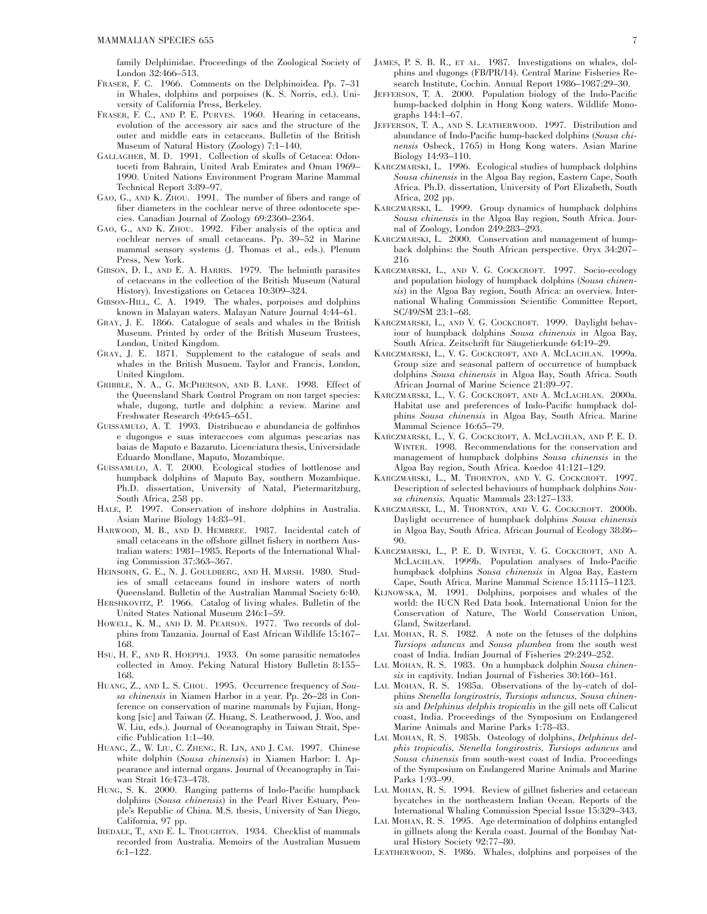family Delphinidae. Proceedings of the Zoological Society of London 32:466–513.

FRASER, F. C. 1966. Comments on the Delphinoidea. Pp. 7–31 in Whales, dolphins and porpoises (K. S. Norris, ed.). University of California Press, Berkeley.

FRASER, F. C., AND P. E. PURVES. 1960. Hearing in cetaceans, evolution of the accessory air sacs and the structure of the outer and middle ears in cetaceans. Bulletin of the British Museum of Natural History (Zoology) 7:1–140.

GALLAGHER, M. D. 1991. Collection of skulls of Cetacea: Odontoceti from Bahrain, United Arab Emirates and Oman 1969–1990. United Nations Environment Program Marine Mammal Technical Report 3:89–97.

GAO, G., AND K. ZHOU. 1991. The number of fibers and range of fiber diameters in the cochlear nerve of three odontocete species. Canadian Journal of Zoology 69:2360–2364.

GAO, G., AND K. ZHOU. 1992. Fiber analysis of the optica and cochlear nerves of small cetaceans. Pp. 39–52 in Marine mammal sensory systems (J. Thomas et al., eds.). Plenum Press, New York.

GIBSON, D. I., AND E. A. HARRIS. 1979. The helminth parasites of cetaceans in the collection of the British Museum (Natural History). Investigations on Cetacea 10:309–324.

GIBSON-HILL, C. A. 1949. The whales, porpoises and dolphins known in Malayan waters. Malayan Nature Journal 4:44–61.

GRAY, J. E. 1866. Catalogue of seals and whales in the British Museum. Printed by order of the British Museum Trustees, London, United Kingdom.

GRAY, J. E. 1871. Supplement to the catalogue of seals and whales in the British Musuem. Taylor and Francis, London, United Kingdom.

GRIBBLE, N. A., G. MCPHERSON, AND B. LANE. 1998. Effect of the Queensland Shark Control Program on non target species: whale, dugong, turtle and dolphin: a review. Marine and Freshwater Research 49:645–651.

GUISSAMULO, A. T. 1993. Distribucao e abundancia de golfinhos e dugongos e suas interaccoes com algumas pescarias nas baias de Maputo e Bazaruto. Licenciatura thesis, Universidade Eduardo Mondlane, Maputo, Mozambique.

GUISSAMULO, A. T. 2000. Ecological studies of bottlenose and humpback dolphins of Maputo Bay, southern Mozambique. Ph.D. dissertation, University of Natal, Pietermaritzburg, South Africa, 258 pp.

HALE, P. 1997. Conservation of inshore dolphins in Australia. Asian Marine Biology 14:83–91.

HARWOOD, M. B., AND D. HEMBREE. 1987. Incidental catch of small cetaceans in the offshore gillnet fishery in northern Australian waters: 1981–1985. Reports of the International Whaling Commission 37:363–367.

HEINSOHN, G. E., N. J. GOULDBERG, AND H. MARSH. 1980. Studies of small cetaceans found in inshore waters of north Queensland. Bulletin of the Australian Mammal Society 6:40.

HERSHKOVITZ, P. 1966. Catalog of living whales. Bulletin of the United States National Museum 246:1–59.

HOWELL, K. M., AND D. M. PEARSON. 1977. Two records of dolphins from Tanzania. Journal of East African Wildlife 15:167–168.

HSU, H. F., AND R. HOEPPLI. 1933. On some parasitic nematodes collected in Amoy. Peking Natural History Bulletin 8:155–168.

HUANG, Z., AND L. S. CHOU. 1995. Occurrence frequency of *Sousa chinensis* in Xiamen Harbor in a year. Pp. 26–28 in Conference on conservation of marine mammals by Fujian, Hongkong [sic] and Taiwan (Z. Huang, S. Leatherwood, J. Woo, and W. Liu, eds.). Journal of Oceanography in Taiwan Strait, Specific Publication 1:1–40.

HUANG, Z., W. LIU, C. ZHENG, R. LIN, AND J. CAI. 1997. Chinese white dolphin (*Sousa chinensis*) in Xiamen Harbor: I. Appearance and internal organs. Journal of Oceanography in Taiwan Strait 16:473–478.

HUNG, S. K. 2000. Ranging patterns of Indo-Pacific humpback dolphins (*Sousa chinensis*) in the Pearl River Estuary, People's Republic of China. M.S. thesis, University of San Diego, California, 97 pp.

IREDALE, T., AND E. L. TROUGHTON. 1934. Checklist of mammals recorded from Australia. Memoirs of the Australian Musuem 6:1–122.

JAMES, P. S. B. R., ET AL. 1987. Investigations on whales, dolphins and dugongs (FB/PR/14). Central Marine Fisheries Research Institute, Cochin. Annual Report 1986–1987:29–30.

JEFFERSON, T. A. 2000. Population biology of the Indo-Pacific hump-backed dolphin in Hong Kong waters. Wildlife Monographs 144:1–67.

JEFFERSON, T. A., AND S. LEATHERWOOD. 1997. Distribution and abundance of Indo-Pacific hump-backed dolphins (*Sousa chinensis* Osbeck, 1765) in Hong Kong waters. Asian Marine Biology 14:93–110.

KARCZMARSKI, L. 1996. Ecological studies of humpback dolphins *Sousa chinensis* in the Algoa Bay region, Eastern Cape, South Africa. Ph.D. dissertation, University of Port Elizabeth, South Africa, 202 pp.

KARCZMARSKI, L. 1999. Group dynamics of humpback dolphins *Sousa chinensis* in the Algoa Bay region, South Africa. Journal of Zoology, London 249:283–293.

KARCZMARSKI, L. 2000. Conservation and management of humpback dolphins: the South African perspective. Oryx 34:207–216

KARCZMARSKI, L., AND V. G. COCKCROFT. 1997. Socio-ecology and population biology of humpback dolphins (*Sousa chinensis*) in the Algoa Bay region, South Africa: an overview. International Whaling Commission Scientific Committee Report, SC/49/SM 23:1–68.

KARCZMARSKI, L., AND V. G. COCKCROFT. 1999. Daylight behaviour of humpback dolphins *Sousa chinensis* in Algoa Bay, South Africa. Zeitschrift für Säugetierkunde 64:19–29.

KARCZMARSKI, L., V. G. COCKCROFT, AND A. MCLACHLAN. 1999a. Group size and seasonal pattern of occurrence of humpback dolphins *Sousa chinensis* in Algoa Bay, South Africa. South African Journal of Marine Science 21:89–97.

KARCZMARSKI, L., V. G. COCKCROFT, AND A. MCLACHLAN. 2000a. Habitat use and preferences of Indo-Pacific humpback dolphins *Sousa chinensis* in Algoa Bay, South Africa. Marine Mammal Science 16:65–79.

KARCZMARSKI, L., V. G. COCKCROFT, A. MCLACHLAN, AND P. E. D. WINTER. 1998. Recommendations for the conservation and management of humpback dolphins *Sousa chinensis* in the Algoa Bay region, South Africa. Koedoe 41:121–129.

KARCZMARSKI, L., M. THORNTON, AND V. G. COCKCROFT. 1997. Description of selected behaviours of humpback dolphins *Sousa chinensis*. Aquatic Mammals 23:127–133.

KARCZMARSKI, L., M. THORNTON, AND V. G. COCKCROFT. 2000b. Daylight occurrence of humpback dolphins *Sousa chinensis* in Algoa Bay, South Africa. African Journal of Ecology 38:86–90.

KARCZMARSKI, L., P. E. D. WINTER, V. G. COCKCROFT, AND A. MCLACHLAN. 1999b. Population analyses of Indo-Pacific humpback dolphins *Sousa chinensis* in Algoa Bay, Eastern Cape, South Africa. Marine Mammal Science 15:1115–1123.

KLINOWSKA, M. 1991. Dolphins, porpoises and whales of the world: the IUCN Red Data book. International Union for the Conservation of Nature, The World Conservation Union, Gland, Switzerland.

LAL MOHAN, R. S. 1982. A note on the fetuses of the dolphins *Tursiops aduncus* and *Sousa plumbea* from the south west coast of India. Indian Journal of Fisheries 29:249–252.

LAL MOHAN, R. S. 1983. On a humpback dolphin *Sousa chinensis* in captivity. Indian Journal of Fisheries 30:160–161.

LAL MOHAN, R. S. 1985a. Observations of the by-catch of dolphins *Stenella longirostris, Tursiops aduncus, Sousa chinensis* and *Delphinus delphis tropicalis* in the gill nets off Calicut coast, India. Proceedings of the Symposium on Endangered Marine Animals and Marine Parks 1:78–83.

LAL MOHAN, R. S. 1985b. Osteology of dolphins, *Delphinus delphis tropicalis, Stenella longirostris, Tursiops aduncus* and *Sousa chinensis* from south-west coast of India. Proceedings of the Symposium on Endangered Marine Animals and Marine Parks 1:93–99.

LAL MOHAN, R. S. 1994. Review of gillnet fisheries and cetacean bycatches in the northeastern Indian Ocean. Reports of the International Whaling Commission Special Issue 15:329–343.

LAL MOHAN, R. S. 1995. Age determination of dolphins entangled in gillnets along the Kerala coast. Journal of the Bombay Natural History Society 92:77–80.

LEATHERWOOD, S. 1986. Whales, dolphins and porpoises of the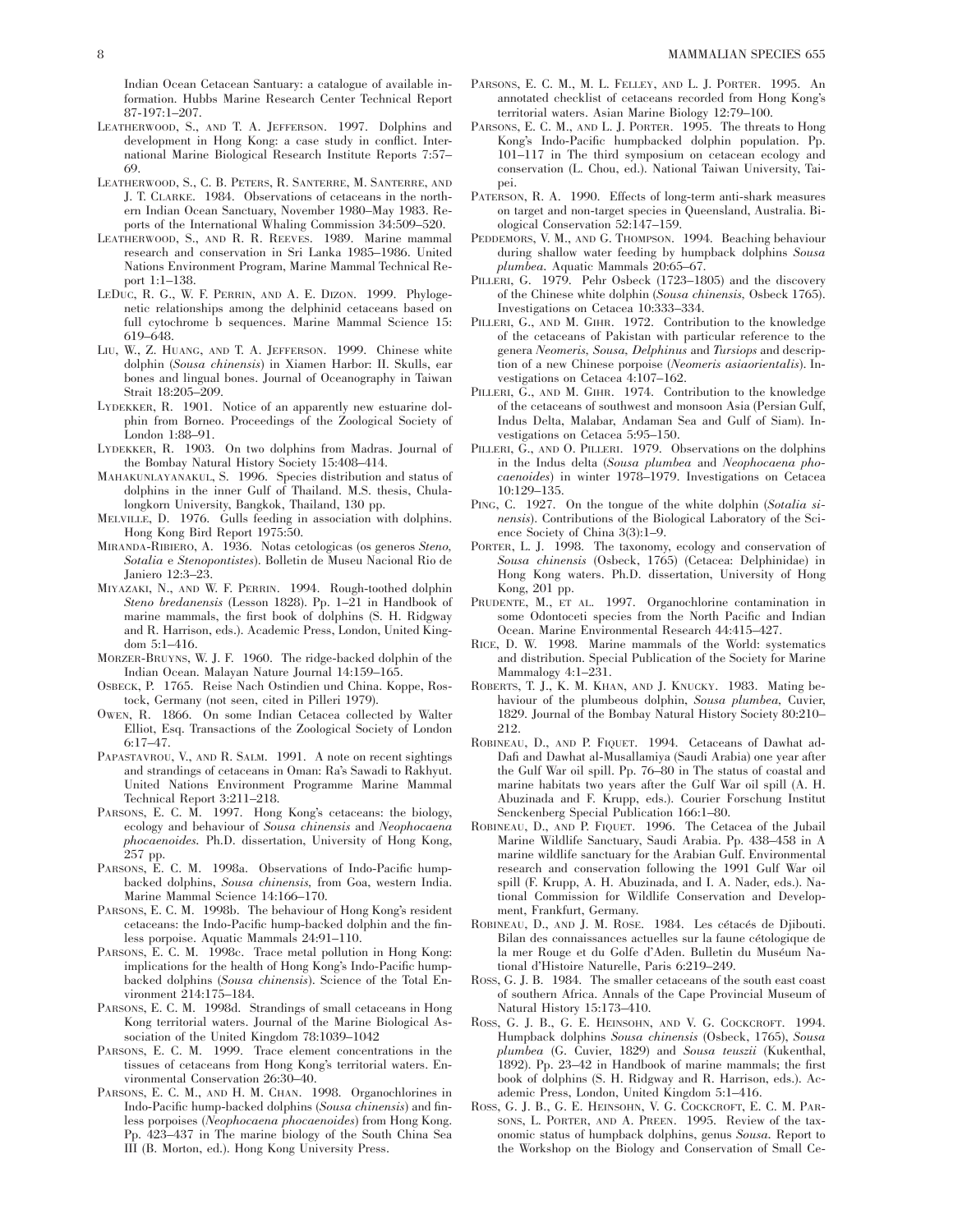Indian Ocean Cetacean Santuary: a catalogue of available information. Hubbs Marine Research Center Technical Report 87-197:1–207.

LEATHERWOOD, S., AND T. A. JEFFERSON. 1997. Dolphins and development in Hong Kong: a case study in conflict. International Marine Biological Research Institute Reports 7:57–69.

LEATHERWOOD, S., C. B. PETERS, R. SANTERRE, M. SANTERRE, AND J. T. CLARKE. 1984. Observations of cetaceans in the northern Indian Ocean Sanctuary, November 1980–May 1983. Reports of the International Whaling Commission 34:509–520.

LEATHERWOOD, S., AND R. R. REEVES. 1989. Marine mammal research and conservation in Sri Lanka 1985–1986. United Nations Environment Program, Marine Mammal Technical Report 1:1–138.

LEDUC, R. G., W. F. PERRIN, AND A. E. DIZON. 1999. Phylogenetic relationships among the delphinid cetaceans based on full cytochrome b sequences. Marine Mammal Science 15: 619–648.

LIU, W., Z. HUANG, AND T. A. JEFFERSON. 1999. Chinese white dolphin (*Sousa chinensis*) in Xiamen Harbor: II. Skulls, ear bones and lingual bones. Journal of Oceanography in Taiwan Strait 18:205–209.

LYDEKKER, R. 1901. Notice of an apparently new estuarine dolphin from Borneo. Proceedings of the Zoological Society of London 1:88–91.

LYDEKKER, R. 1903. On two dolphins from Madras. Journal of the Bombay Natural History Society 15:408–414.

MAHAKUNLAYANAKUL, S. 1996. Species distribution and status of dolphins in the inner Gulf of Thailand. M.S. thesis, Chulalongkorn University, Bangkok, Thailand, 130 pp.

MELVILLE, D. 1976. Gulls feeding in association with dolphins. Hong Kong Bird Report 1975:50.

MIRANDA-RIBIERO, A. 1936. Notas cetologicas (os generos *Steno, Sotalia* e *Stenopontistes*). Bolletin de Museu Nacional Rio de Janiero 12:3–23.

MIYAZAKI, N., AND W. F. PERRIN. 1994. Rough-toothed dolphin *Steno bredanensis* (Lesson 1828). Pp. 1–21 in Handbook of marine mammals, the first book of dolphins (S. H. Ridgway and R. Harrison, eds.). Academic Press, London, United Kingdom 5:1–416.

MORZER-BRUYNS, W. J. F. 1960. The ridge-backed dolphin of the Indian Ocean. Malayan Nature Journal 14:159–165.

OSBECK, P. 1765. Reise Nach Ostindien und China. Koppe, Rostock, Germany (not seen, cited in Pilleri 1979).

OWEN, R. 1866. On some Indian Cetacea collected by Walter Elliot, Esq. Transactions of the Zoological Society of London 6:17–47.

PAPASTAVROU, V., AND R. SALM. 1991. A note on recent sightings and strandings of cetaceans in Oman: Ra's Sawadi to Rakhyut. United Nations Environment Programme Marine Mammal Technical Report 3:211–218.

PARSONS, E. C. M. 1997. Hong Kong's cetaceans: the biology, ecology and behaviour of *Sousa chinensis* and *Neophocaena phocaenoides*. Ph.D. dissertation, University of Hong Kong, 257 pp.

PARSONS, E. C. M. 1998a. Observations of Indo-Pacific humpbacked dolphins, *Sousa chinensis*, from Goa, western India. Marine Mammal Science 14:166–170.

PARSONS, E. C. M. 1998b. The behaviour of Hong Kong's resident cetaceans: the Indo-Pacific hump-backed dolphin and the finless porpoise. Aquatic Mammals 24:91–110.

PARSONS, E. C. M. 1998c. Trace metal pollution in Hong Kong: implications for the health of Hong Kong's Indo-Pacific humpbacked dolphins (*Sousa chinensis*). Science of the Total Environment 214:175–184.

PARSONS, E. C. M. 1998d. Strandings of small cetaceans in Hong Kong territorial waters. Journal of the Marine Biological Association of the United Kingdom 78:1039–1042

PARSONS, E. C. M. 1999. Trace element concentrations in the tissues of cetaceans from Hong Kong's territorial waters. Environmental Conservation 26:30–40.

PARSONS, E. C. M., AND H. M. CHAN. 1998. Organochlorines in Indo-Pacific hump-backed dolphins (*Sousa chinensis*) and finless porpoises (*Neophocaena phocaenoides*) from Hong Kong. Pp. 423–437 in The marine biology of the South China Sea III (B. Morton, ed.). Hong Kong University Press.

PARSONS, E. C. M., M. L. FELLEY, AND L. J. PORTER. 1995. An annotated checklist of cetaceans recorded from Hong Kong's territorial waters. Asian Marine Biology 12:79–100.

PARSONS, E. C. M., AND L. J. PORTER. 1995. The threats to Hong Kong's Indo-Pacific humpbacked dolphin population. Pp. 101–117 in The third symposium on cetacean ecology and conservation (L. Chou, ed.). National Taiwan University, Taipei.

PATERSON, R. A. 1990. Effects of long-term anti-shark measures on target and non-target species in Queensland, Australia. Biological Conservation 52:147–159.

PEDDEMORS, V. M., AND G. THOMPSON. 1994. Beaching behaviour during shallow water feeding by humpback dolphins *Sousa plumbea*. Aquatic Mammals 20:65–67.

PILLERI, G. 1979. Pehr Osbeck (1723–1805) and the discovery of the Chinese white dolphin (*Sousa chinensis*, Osbeck 1765). Investigations on Cetacea 10:333–334.

PILLERI, G., AND M. GIHR. 1972. Contribution to the knowledge of the cetaceans of Pakistan with particular reference to the genera *Neomeris, Sousa, Delphinus* and *Tursiops* and description of a new Chinese porpoise (*Neomeris asiaorientalis*). Investigations on Cetacea 4:107–162.

PILLERI, G., AND M. GIHR. 1974. Contribution to the knowledge of the cetaceans of southwest and monsoon Asia (Persian Gulf, Indus Delta, Malabar, Andaman Sea and Gulf of Siam). Investigations on Cetacea 5:95–150.

PILLERI, G., AND O. PILLERI. 1979. Observations on the dolphins in the Indus delta (*Sousa plumbea* and *Neophocaena phocaenoides*) in winter 1978–1979. Investigations on Cetacea 10:129–135.

PING, C. 1927. On the tongue of the white dolphin (*Sotalia sinensis*). Contributions of the Biological Laboratory of the Science Society of China 3(3):1–9.

PORTER, L. J. 1998. The taxonomy, ecology and conservation of *Sousa chinensis* (Osbeck, 1765) (Cetacea: Delphinidae) in Hong Kong waters. Ph.D. dissertation, University of Hong Kong, 201 pp.

PRUDENTE, M., ET AL. 1997. Organochlorine contamination in some Odontoceti species from the North Pacific and Indian Ocean. Marine Environmental Research 44:415–427.

RICE, D. W. 1998. Marine mammals of the World: systematics and distribution. Special Publication of the Society for Marine Mammalogy 4:1–231.

ROBERTS, T. J., K. M. KHAN, AND J. KNUCKY. 1983. Mating behaviour of the plumbeous dolphin, *Sousa plumbea*, Cuvier, 1829. Journal of the Bombay Natural History Society 80:210–212.

ROBINEAU, D., AND P. FIQUET. 1994. Cetaceans of Dawhat ad-Dafi and Dawhat al-Musallamiya (Saudi Arabia) one year after the Gulf War oil spill. Pp. 76–80 in The status of coastal and marine habitats two years after the Gulf War oil spill (A. H. Abuzinada and F. Krupp, eds.). Courier Forschung Institut Senckenberg Special Publication 166:1–80.

ROBINEAU, D., AND P. FIQUET. 1996. The Cetacea of the Jubail Marine Wildlife Sanctuary, Saudi Arabia. Pp. 438–458 in A marine wildlife sanctuary for the Arabian Gulf. Environmental research and conservation following the 1991 Gulf War oil spill (F. Krupp, A. H. Abuzinada, and I. A. Nader, eds.). National Commission for Wildlife Conservation and Development, Frankfurt, Germany.

ROBINEAU, D., AND J. M. ROSE. 1984. Les cétacés de Djibouti. Bilan des connaissances actuelles sur la faune cétologique de la mer Rouge et du Golfe d'Aden. Bulletin du Muséum National d'Histoire Naturelle, Paris 6:219–249.

ROSS, G. J. B. 1984. The smaller cetaceans of the south east coast of southern Africa. Annals of the Cape Provincial Museum of Natural History 15:173–410.

ROSS, G. J. B., G. E. HEINSOHN, AND V. G. COCKCROFT. 1994. Humpback dolphins *Sousa chinensis* (Osbeck, 1765), *Sousa plumbea* (G. Cuvier, 1829) and *Sousa teuszii* (Kukenthal, 1892). Pp. 23–42 in Handbook of marine mammals; the first book of dolphins (S. H. Ridgway and R. Harrison, eds.). Academic Press, London, United Kingdom 5:1–416.

ROSS, G. J. B., G. E. HEINSOHN, V. G. COCKCROFT, E. C. M. PARSONS, L. PORTER, AND A. PREEN. 1995. Review of the taxonomic status of humpback dolphins, genus *Sousa*. Report to the Workshop on the Biology and Conservation of Small Ce-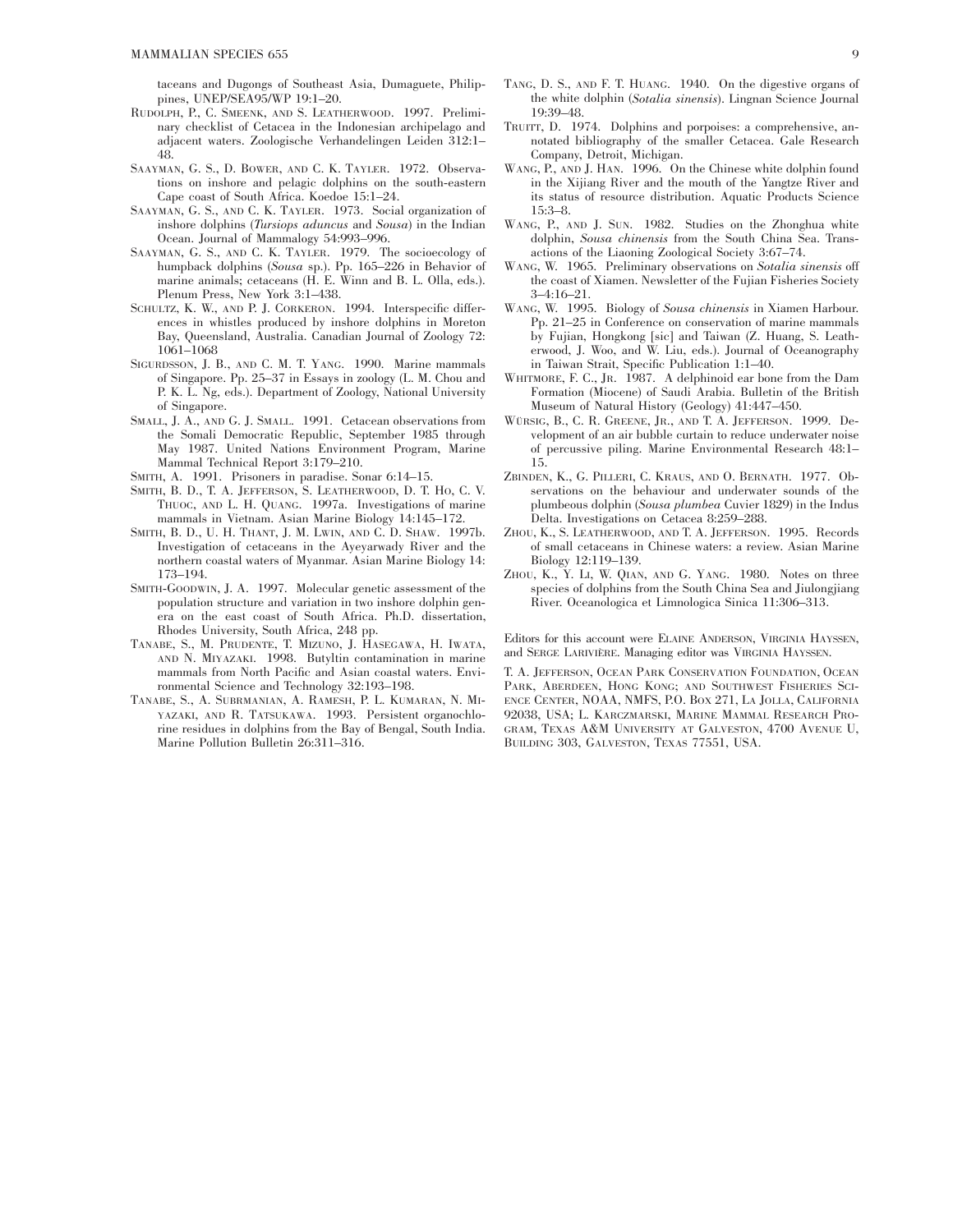taceans and Dugongs of Southeast Asia, Dumaguete, Philippines, UNEP/SEA95/WP 19:1–20.

RUDOLPH, P., C. SMEENK, AND S. LEATHERWOOD. 1997. Preliminary checklist of Cetacea in the Indonesian archipelago and adjacent waters. Zoologische Verhandelingen Leiden 312:1–48.

SAAYMAN, G. S., D. BOWER, AND C. K. TAYLER. 1972. Observations on inshore and pelagic dolphins on the south-eastern Cape coast of South Africa. Koedoe 15:1–24.

SAAYMAN, G. S., AND C. K. TAYLER. 1973. Social organization of inshore dolphins (*Tursiops aduncus* and *Sousa*) in the Indian Ocean. Journal of Mammalogy 54:993–996.

SAAYMAN, G. S., AND C. K. TAYLER. 1979. The socioecology of humpback dolphins (*Sousa* sp.). Pp. 165–226 in Behavior of marine animals; cetaceans (H. E. Winn and B. L. Olla, eds.). Plenum Press, New York 3:1–438.

SCHULTZ, K. W., AND P. J. CORKERON. 1994. Interspecific differences in whistles produced by inshore dolphins in Moreton Bay, Queensland, Australia. Canadian Journal of Zoology 72: 1061–1068

SIGURDSSON, J. B., AND C. M. T. YANG. 1990. Marine mammals of Singapore. Pp. 25–37 in Essays in zoology (L. M. Chou and P. K. L. Ng, eds.). Department of Zoology, National University of Singapore.

SMALL, J. A., AND G. J. SMALL. 1991. Cetacean observations from the Somali Democratic Republic, September 1985 through May 1987. United Nations Environment Program, Marine Mammal Technical Report 3:179–210.

SMITH, A. 1991. Prisoners in paradise. Sonar 6:14–15.

SMITH, B. D., T. A. JEFFERSON, S. LEATHERWOOD, D. T. HO, C. V. THUOC, AND L. H. QUANG. 1997a. Investigations of marine mammals in Vietnam. Asian Marine Biology 14:145–172.

SMITH, B. D., U. H. THANT, J. M. LWIN, AND C. D. SHAW. 1997b. Investigation of cetaceans in the Ayeyarwady River and the northern coastal waters of Myanmar. Asian Marine Biology 14: 173–194.

SMITH-GOODWIN, J. A. 1997. Molecular genetic assessment of the population structure and variation in two inshore dolphin genera on the east coast of South Africa. Ph.D. dissertation, Rhodes University, South Africa, 248 pp.

TANABE, S., M. PRUDENTE, T. MIZUNO, J. HASEGAWA, H. IWATA, AND N. MIYAZAKI. 1998. Butyltin contamination in marine mammals from North Pacific and Asian coastal waters. Environmental Science and Technology 32:193–198.

TANABE, S., A. SUBRMANIAN, A. RAMESH, P. L. KUMARAN, N. MIYAZAKI, AND R. TATSUKAWA. 1993. Persistent organochlorine residues in dolphins from the Bay of Bengal, South India. Marine Pollution Bulletin 26:311–316.

TANG, D. S., AND F. T. HUANG. 1940. On the digestive organs of the white dolphin (*Sotalia sinensis*). Lingnan Science Journal 19:39–48.

TRUITT, D. 1974. Dolphins and porpoises: a comprehensive, annotated bibliography of the smaller Cetacea. Gale Research Company, Detroit, Michigan.

WANG, P., AND J. HAN. 1996. On the Chinese white dolphin found in the Xijiang River and the mouth of the Yangtze River and its status of resource distribution. Aquatic Products Science 15:3–8.

WANG, P., AND J. SUN. 1982. Studies on the Zhonghua white dolphin, *Sousa chinensis* from the South China Sea. Transactions of the Liaoning Zoological Society 3:67–74.

WANG, W. 1965. Preliminary observations on *Sotalia sinensis* off the coast of Xiamen. Newsletter of the Fujian Fisheries Society 3–4:16–21.

WANG, W. 1995. Biology of *Sousa chinensis* in Xiamen Harbour. Pp. 21–25 in Conference on conservation of marine mammals by Fujian, Hongkong [sic] and Taiwan (Z. Huang, S. Leatherwood, J. Woo, and W. Liu, eds.). Journal of Oceanography in Taiwan Strait, Specific Publication 1:1–40.

WHITMORE, F. C., JR. 1987. A delphinoid ear bone from the Dam Formation (Miocene) of Saudi Arabia. Bulletin of the British Museum of Natural History (Geology) 41:447–450.

WÜRSIG, B., C. R. GREENE, JR., AND T. A. JEFFERSON. 1999. Development of an air bubble curtain to reduce underwater noise of percussive piling. Marine Environmental Research 48:1–15.

ZBINDEN, K., G. PILLERI, C. KRAUS, AND O. BERNATH. 1977. Observations on the behaviour and underwater sounds of the plumbeous dolphin (*Sousa plumbea* Cuvier 1829) in the Indus Delta. Investigations on Cetacea 8:259–288.

ZHOU, K., S. LEATHERWOOD, AND T. A. JEFFERSON. 1995. Records of small cetaceans in Chinese waters: a review. Asian Marine Biology 12:119–139.

ZHOU, K., Y. LI, W. QIAN, AND G. YANG. 1980. Notes on three species of dolphins from the South China Sea and Jiulongjiang River. Oceanologica et Limnologica Sinica 11:306–313.

Editors for this account were ELAINE ANDERSON, VIRGINIA HAYSSEN, and SERGE LARIVIÈRE. Managing editor was VIRGINIA HAYSSEN.

T. A. JEFFERSON, OCEAN PARK CONSERVATION FOUNDATION, OCEAN PARK, ABERDEEN, HONG KONG; AND SOUTHWEST FISHERIES SCIENCE CENTER, NOAA, NMFS, P.O. BOX 271, LA JOLLA, CALIFORNIA 92038, USA; L. KARCZMARSKI, MARINE MAMMAL RESEARCH PROGRAM, TEXAS A&M UNIVERSITY AT GALVESTON, 4700 AVENUE U, BUILDING 303, GALVESTON, TEXAS 77551, USA.